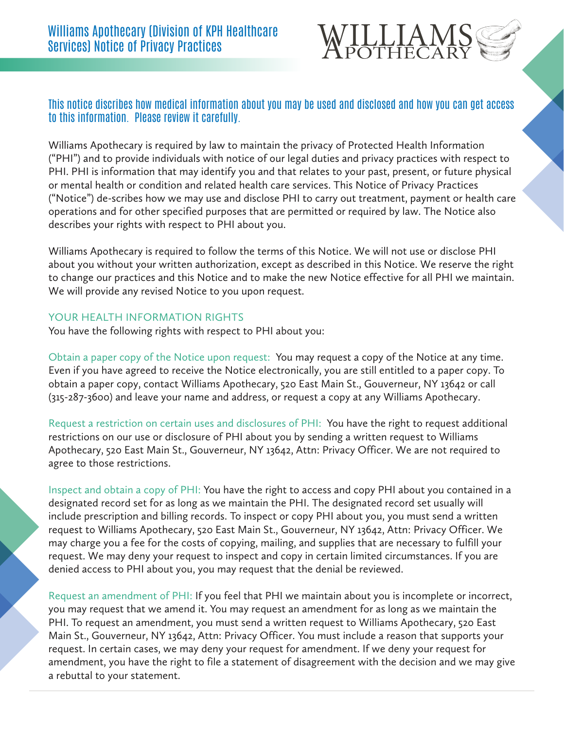# Williams Apothecary (Division of KPH Healthcare Services) Notice of Privacy Practices

WILLIAMS APOTHECARY

## This notice discribes how medical information about you may be used and disclosed and how you can get access to this information. Please review it carefully.

Williams Apothecary is required by law to maintain the privacy of Protected Health Information ("PHI") and to provide individuals with notice of our legal duties and privacy practices with respect to PHI. PHI is information that may identify you and that relates to your past, present, or future physical or mental health or condition and related health care services. This Notice of Privacy Practices ("Notice") de-scribes how we may use and disclose PHI to carry out treatment, payment or health care operations and for other specified purposes that are permitted or required by law. The Notice also describes your rights with respect to PHI about you.

Williams Apothecary is required to follow the terms of this Notice. We will not use or disclose PHI about you without your written authorization, except as described in this Notice. We reserve the right to change our practices and this Notice and to make the new Notice effective for all PHI we maintain. We will provide any revised Notice to you upon request.

### YOUR HEALTH INFORMATION RIGHTS

You have the following rights with respect to PHI about you:

**Obtain a paper copy of the Notice upon request:** You may request a copy of the Notice at any time. Even if you have agreed to receive the Notice electronically, you are still entitled to a paper copy. To obtain a paper copy, contact Williams Apothecary, 520 East Main St., Gouverneur, NY 13642 or call (315-287-3600) and leave your name and address, or request a copy at any Williams Apothecary.

**Request a restriction on certain uses and disclosures of PHI:** You have the right to request additional restrictions on our use or disclosure of PHI about you by sending a written request to Williams Apothecary, 520 East Main St., Gouverneur, NY 13642, Attn: Privacy Officer. We are not required to agree to those restrictions.

**Inspect and obtain a copy of PHI:** You have the right to access and copy PHI about you contained in a designated record set for as long as we maintain the PHI. The designated record set usually will include prescription and billing records. To inspect or copy PHI about you, you must send a written request to Williams Apothecary, 520 East Main St., Gouverneur, NY 13642, Attn: Privacy Officer. We may charge you a fee for the costs of copying, mailing, and supplies that are necessary to fulfill your request. We may deny your request to inspect and copy in certain limited circumstances. If you are denied access to PHI about you, you may request that the denial be reviewed.

**Request an amendment of PHI:** If you feel that PHI we maintain about you is incomplete or incorrect, you may request that we amend it. You may request an amendment for as long as we maintain the PHI. To request an amendment, you must send a written request to Williams Apothecary, 520 East Main St., Gouverneur, NY 13642, Attn: Privacy Officer. You must include a reason that supports your request. In certain cases, we may deny your request for amendment. If we deny your request for amendment, you have the right to file a statement of disagreement with the decision and we may give a rebuttal to your statement.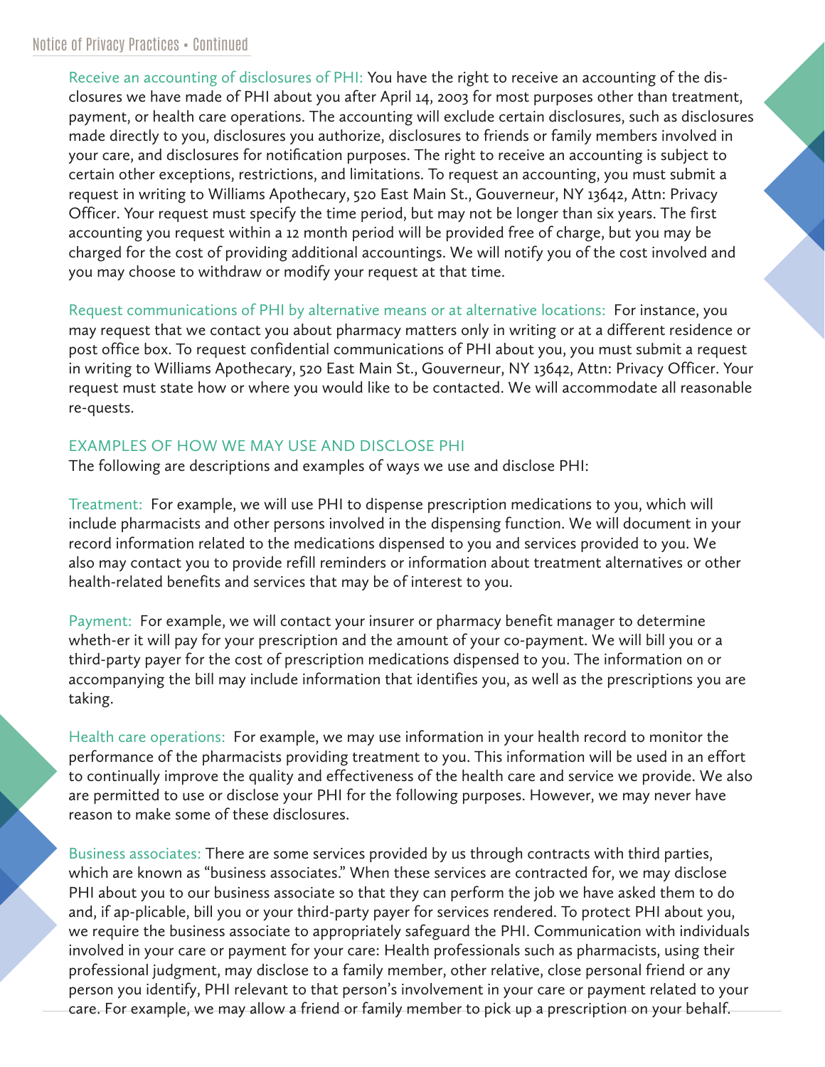Receive an accounting of disclosures of PHI: You have the right to receive an accounting of the disclosures we have made of PHI about you after April 14, 2003 for most purposes other than treatment, payment, or health care operations. The accounting will exclude certain disclosures, such as disclosures made directly to you, disclosures you authorize, disclosures to friends or family members involved in your care, and disclosures for notification purposes. The right to receive an accounting is subject to certain other exceptions, restrictions, and limitations. To request an accounting, you must submit a request in writing to Williams Apothecary, 520 East Main St., Gouverneur, NY 13642, Attn: Privacy Officer. Your request must specify the time period, but may not be longer than six years. The first accounting you request within a 12 month period will be provided free of charge, but you may be charged for the cost of providing additional accountings. We will notify you of the cost involved and you may choose to withdraw or modify your request at that time.

Request communications of PHI by alternative means or at alternative locations: For instance, you may request that we contact you about pharmacy matters only in writing or at a different residence or post office box. To request confidential communications of PHI about you, you must submit a request in writing to Williams Apothecary, 520 East Main St., Gouverneur, NY 13642, Attn: Privacy Officer. Your request must state how or where you would like to be contacted. We will accommodate all reasonable re-quests.

## EXAMPLES OF HOW WE MAY USE AND DISCLOSE PHI

The following are descriptions and examples of ways we use and disclose PHI:

Treatment: For example, we will use PHI to dispense prescription medications to you, which will include pharmacists and other persons involved in the dispensing function. We will document in your record information related to the medications dispensed to you and services provided to you. We also may contact you to provide refill reminders or information about treatment alternatives or other health-related benefits and services that may be of interest to you.

Payment: For example, we will contact your insurer or pharmacy benefit manager to determine wheth-er it will pay for your prescription and the amount of your co-payment. We will bill you or a third-party payer for the cost of prescription medications dispensed to you. The information on or accompanying the bill may include information that identifies you, as well as the prescriptions you are taking.

Health care operations: For example, we may use information in your health record to monitor the performance of the pharmacists providing treatment to you. This information will be used in an effort to continually improve the quality and effectiveness of the health care and service we provide. We also are permitted to use or disclose your PHI for the following purposes. However, we may never have reason to make some of these disclosures.

Business associates: There are some services provided by us through contracts with third parties, which are known as "business associates." When these services are contracted for, we may disclose PHI about you to our business associate so that they can perform the job we have asked them to do and, if ap-plicable, bill you or your third-party payer for services rendered. To protect PHI about you, we require the business associate to appropriately safeguard the PHI. Communication with individuals involved in your care or payment for your care: Health professionals such as pharmacists, using their professional judgment, may disclose to a family member, other relative, close personal friend or any person you identify, PHI relevant to that person's involvement in your care or payment related to your care. For example, we may allow a friend or family member to pick up a prescription on your behalf.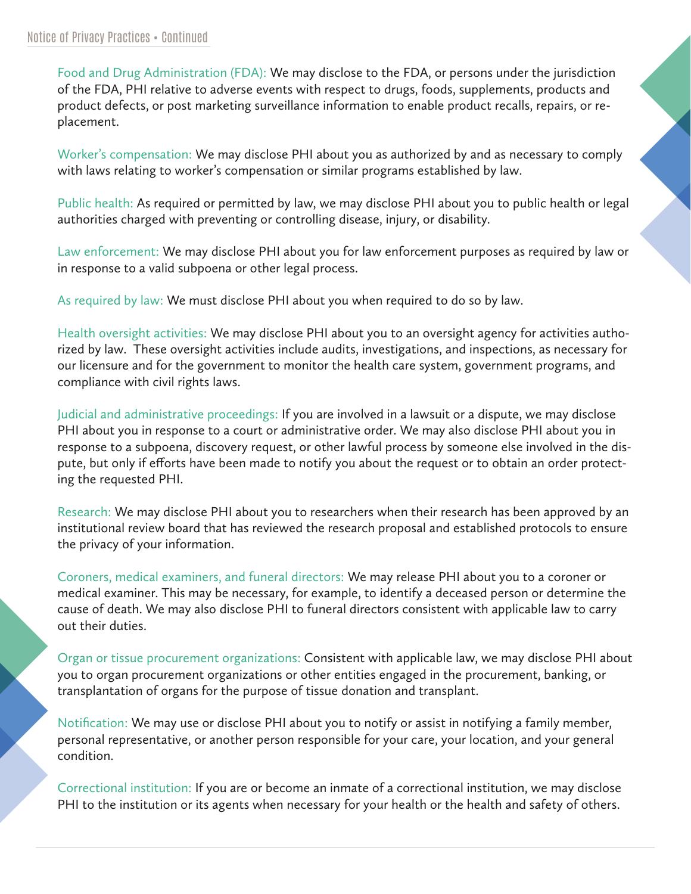Food and Drug Administration (FDA): We may disclose to the FDA, or persons under the jurisdiction of the FDA, PHI relative to adverse events with respect to drugs, foods, supplements, products and product defects, or post marketing surveillance information to enable product recalls, repairs, or replacement.

Worker's compensation: We may disclose PHI about you as authorized by and as necessary to comply with laws relating to worker's compensation or similar programs established by law.

Public health: As required or permitted by law, we may disclose PHI about you to public health or legal authorities charged with preventing or controlling disease, injury, or disability.

Law enforcement: We may disclose PHI about you for law enforcement purposes as required by law or in response to a valid subpoena or other legal process.

As required by law: We must disclose PHI about you when required to do so by law.

Health oversight activities: We may disclose PHI about you to an oversight agency for activities authorized by law. These oversight activities include audits, investigations, and inspections, as necessary for our licensure and for the government to monitor the health care system, government programs, and compliance with civil rights laws.

Judicial and administrative proceedings: If you are involved in a lawsuit or a dispute, we may disclose PHI about you in response to a court or administrative order. We may also disclose PHI about you in response to a subpoena, discovery request, or other lawful process by someone else involved in the dispute, but only if efforts have been made to notify you about the request or to obtain an order protecting the requested PHI.

Research: We may disclose PHI about you to researchers when their research has been approved by an institutional review board that has reviewed the research proposal and established protocols to ensure the privacy of your information.

Coroners, medical examiners, and funeral directors: We may release PHI about you to a coroner or medical examiner. This may be necessary, for example, to identify a deceased person or determine the cause of death. We may also disclose PHI to funeral directors consistent with applicable law to carry out their duties.

Organ or tissue procurement organizations: Consistent with applicable law, we may disclose PHI about you to organ procurement organizations or other entities engaged in the procurement, banking, or transplantation of organs for the purpose of tissue donation and transplant.

Notification: We may use or disclose PHI about you to notify or assist in notifying a family member, personal representative, or another person responsible for your care, your location, and your general condition.

Correctional institution: If you are or become an inmate of a correctional institution, we may disclose PHI to the institution or its agents when necessary for your health or the health and safety of others.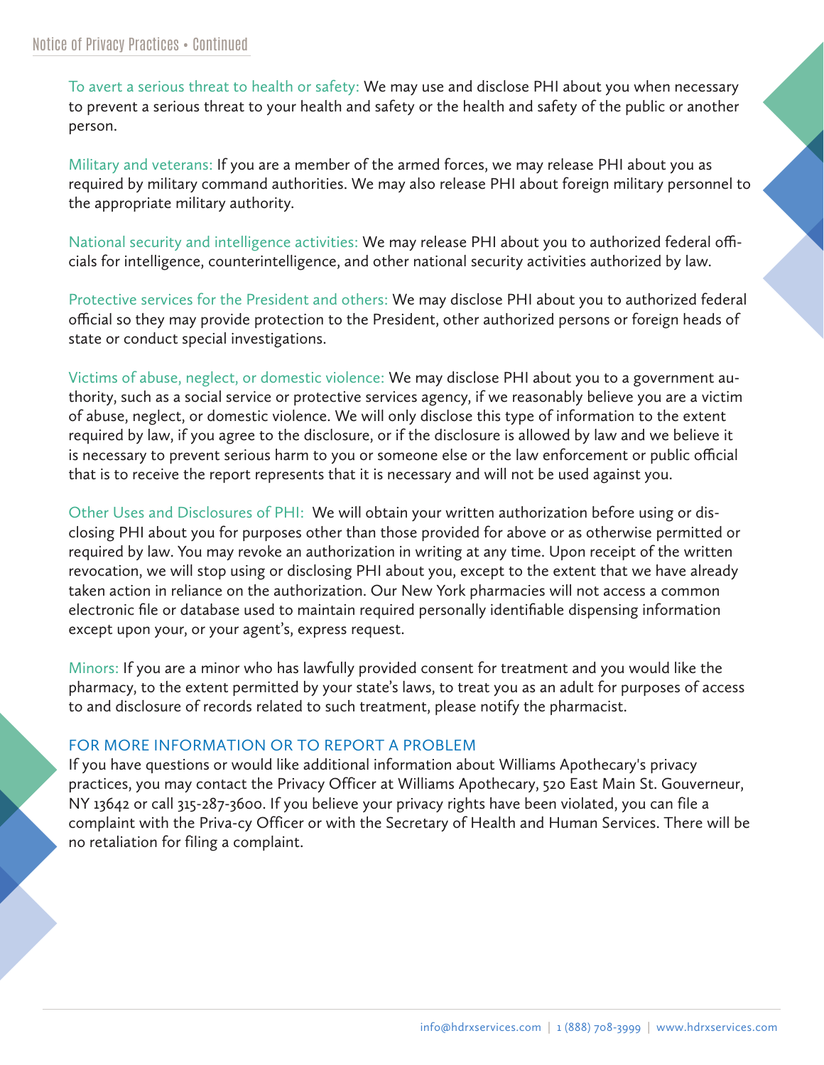To avert a serious threat to health or safety: We may use and disclose PHI about you when necessary to prevent a serious threat to your health and safety or the health and safety of the public or another person.

Military and veterans: If you are a member of the armed forces, we may release PHI about you as required by military command authorities. We may also release PHI about foreign military personnel to the appropriate military authority.

National security and intelligence activities: We may release PHI about you to authorized federal officials for intelligence, counterintelligence, and other national security activities authorized by law.

Protective services for the President and others: We may disclose PHI about you to authorized federal official so they may provide protection to the President, other authorized persons or foreign heads of state or conduct special investigations.

Victims of abuse, neglect, or domestic violence: We may disclose PHI about you to a government authority, such as a social service or protective services agency, if we reasonably believe you are a victim of abuse, neglect, or domestic violence. We will only disclose this type of information to the extent required by law, if you agree to the disclosure, or if the disclosure is allowed by law and we believe it is necessary to prevent serious harm to you or someone else or the law enforcement or public official that is to receive the report represents that it is necessary and will not be used against you.

Other Uses and Disclosures of PHI: We will obtain your written authorization before using or disclosing PHI about you for purposes other than those provided for above or as otherwise permitted or required by law. You may revoke an authorization in writing at any time. Upon receipt of the written revocation, we will stop using or disclosing PHI about you, except to the extent that we have already taken action in reliance on the authorization. Our New York pharmacies will not access a common electronic file or database used to maintain required personally identifiable dispensing information except upon your, or your agent's, express request.

Minors: If you are a minor who has lawfully provided consent for treatment and you would like the pharmacy, to the extent permitted by your state's laws, to treat you as an adult for purposes of access to and disclosure of records related to such treatment, please notify the pharmacist.

## FOR MORE INFORMATION OR TO REPORT A PROBLEM

If you have questions or would like additional information about Williams Apothecary's privacy practices, you may contact the Privacy Officer at Williams Apothecary, 520 East Main St. Gouverneur, NY 13642 or call 315-287-3600. If you believe your privacy rights have been violated, you can file a complaint with the Priva-cy Officer or with the Secretary of Health and Human Services. There will be no retaliation for filing a complaint.